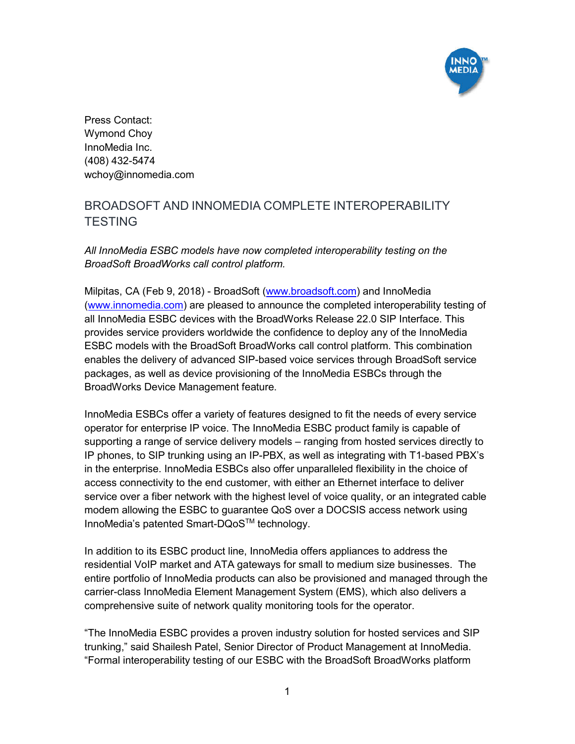Press Contact:
Wymond Choy
InnoMedia Inc.
(408) 432-5474
wchoy@innomedia.com

# BROADSOFT AND INNOMEDIA COMPLETE INTEROPERABILITY TESTING

*All InnoMedia ESBC models have now completed interoperability testing on the BroadSoft BroadWorks call control platform.*

Milpitas, CA (Feb 9, 2018) - BroadSoft (www.broadsoft.com) and InnoMedia (www.innomedia.com) are pleased to announce the completed interoperability testing of all InnoMedia ESBC devices with the BroadWorks Release 22.0 SIP Interface. This provides service providers worldwide the confidence to deploy any of the InnoMedia ESBC models with the BroadSoft BroadWorks call control platform. This combination enables the delivery of advanced SIP-based voice services through BroadSoft service packages, as well as device provisioning of the InnoMedia ESBCs through the BroadWorks Device Management feature.

InnoMedia ESBCs offer a variety of features designed to fit the needs of every service operator for enterprise IP voice. The InnoMedia ESBC product family is capable of supporting a range of service delivery models – ranging from hosted services directly to IP phones, to SIP trunking using an IP-PBX, as well as integrating with T1-based PBX's in the enterprise. InnoMedia ESBCs also offer unparalleled flexibility in the choice of access connectivity to the end customer, with either an Ethernet interface to deliver service over a fiber network with the highest level of voice quality, or an integrated cable modem allowing the ESBC to guarantee QoS over a DOCSIS access network using InnoMedia's patented Smart-DQoS™ technology.

In addition to its ESBC product line, InnoMedia offers appliances to address the residential VoIP market and ATA gateways for small to medium size businesses. The entire portfolio of InnoMedia products can also be provisioned and managed through the carrier-class InnoMedia Element Management System (EMS), which also delivers a comprehensive suite of network quality monitoring tools for the operator.

"The InnoMedia ESBC provides a proven industry solution for hosted services and SIP trunking," said Shailesh Patel, Senior Director of Product Management at InnoMedia. "Formal interoperability testing of our ESBC with the BroadSoft BroadWorks platform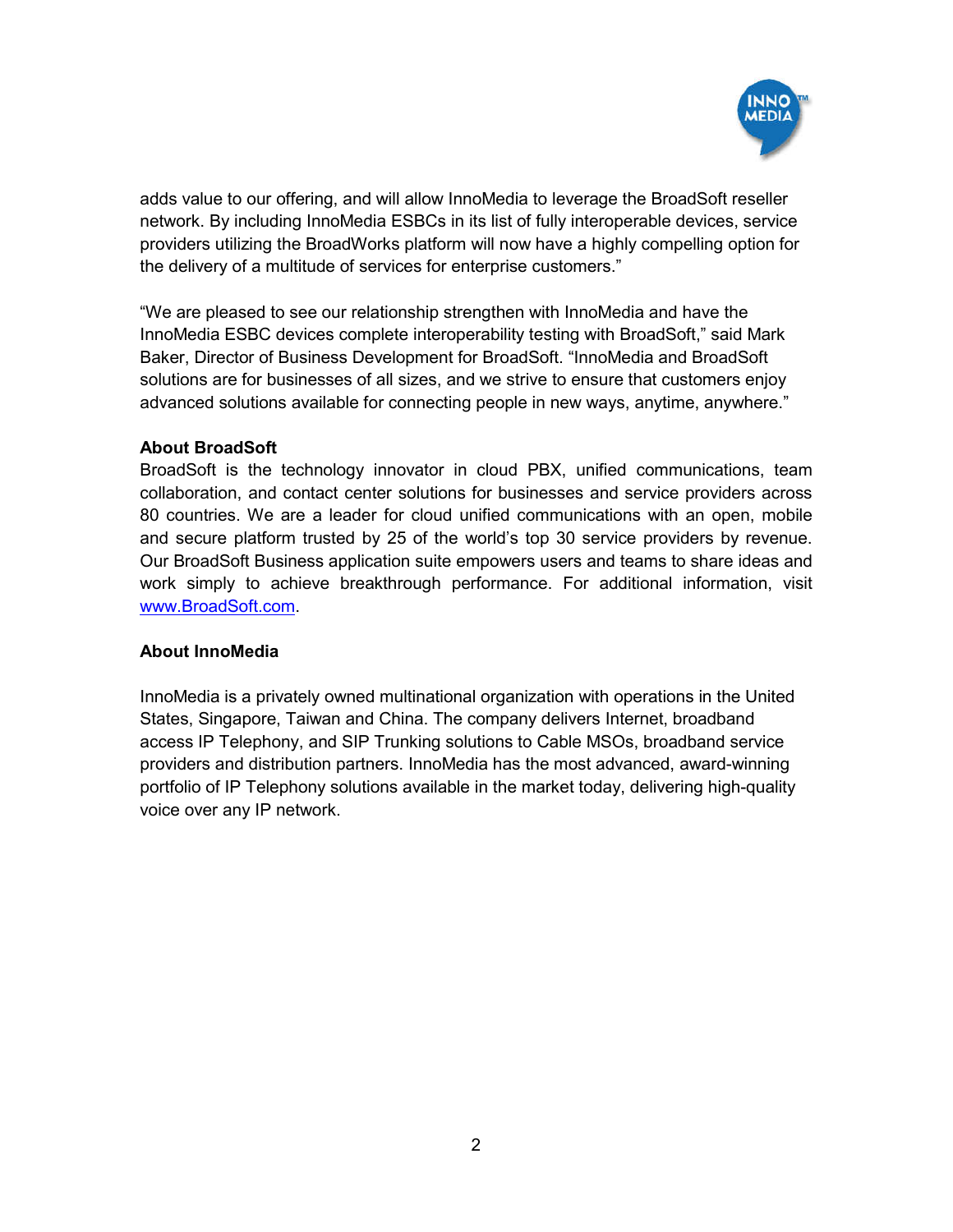adds value to our offering, and will allow InnoMedia to leverage the BroadSoft reseller network. By including InnoMedia ESBCs in its list of fully interoperable devices, service providers utilizing the BroadWorks platform will now have a highly compelling option for the delivery of a multitude of services for enterprise customers."

"We are pleased to see our relationship strengthen with InnoMedia and have the InnoMedia ESBC devices complete interoperability testing with BroadSoft," said Mark Baker, Director of Business Development for BroadSoft. "InnoMedia and BroadSoft solutions are for businesses of all sizes, and we strive to ensure that customers enjoy advanced solutions available for connecting people in new ways, anytime, anywhere."

**About BroadSoft**

BroadSoft is the technology innovator in cloud PBX, unified communications, team collaboration, and contact center solutions for businesses and service providers across 80 countries. We are a leader for cloud unified communications with an open, mobile and secure platform trusted by 25 of the world's top 30 service providers by revenue. Our BroadSoft Business application suite empowers users and teams to share ideas and work simply to achieve breakthrough performance. For additional information, visit [www.BroadSoft.com](http://www.BroadSoft.com).

**About InnoMedia**

InnoMedia is a privately owned multinational organization with operations in the United States, Singapore, Taiwan and China. The company delivers Internet, broadband access IP Telephony, and SIP Trunking solutions to Cable MSOs, broadband service providers and distribution partners. InnoMedia has the most advanced, award-winning portfolio of IP Telephony solutions available in the market today, delivering high-quality voice over any IP network.